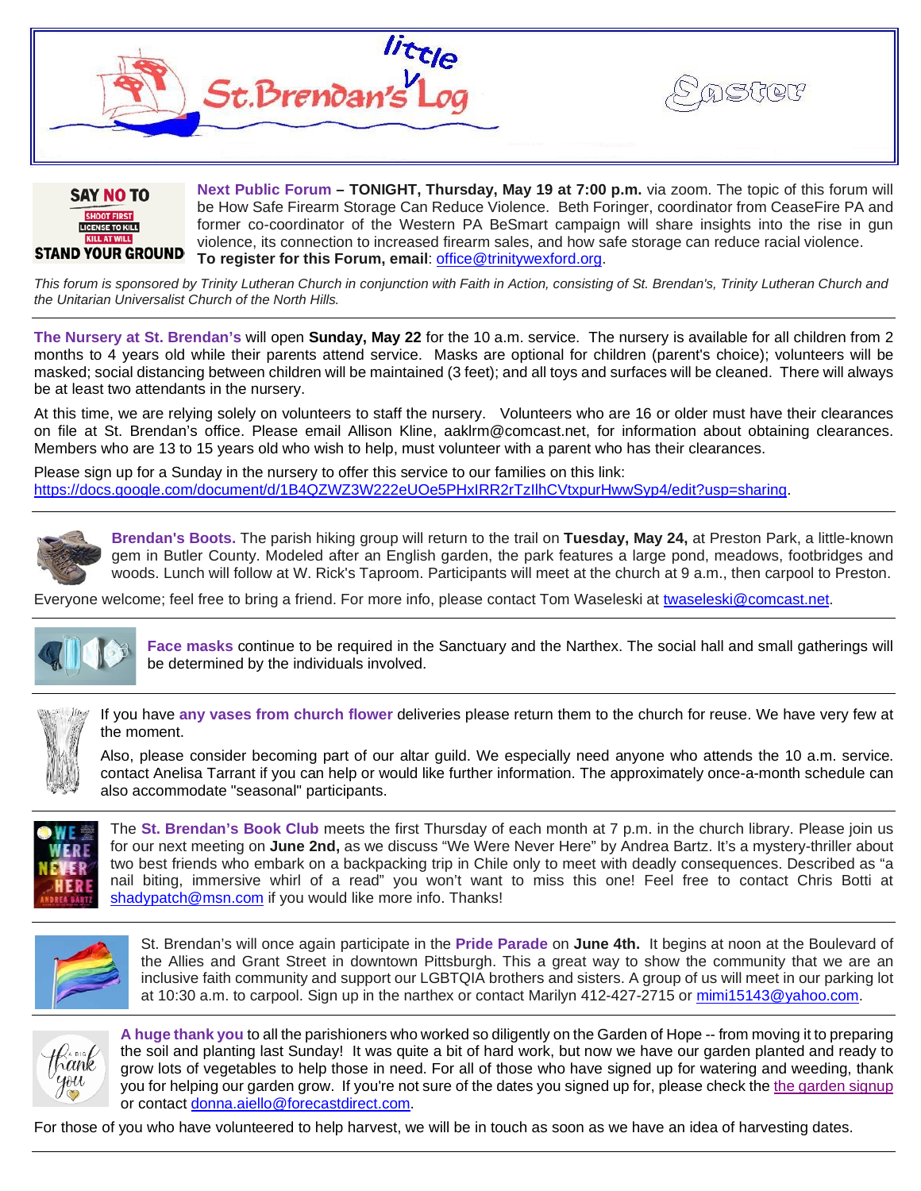# little St. Brendan's Log

Easter

SAY NO TO SHOOT FIRST LICENSE TO KILL KILL AT WILL STAND YOUR GROUND

**Next Public Forum – TONIGHT, Thursday, May 19 at 7:00 p.m.** via zoom. The topic of this forum will be How Safe Firearm Storage Can Reduce Violence. Beth Foringer, coordinator from CeaseFire PA and former co-coordinator of the Western PA BeSmart campaign will share insights into the rise in gun violence, its connection to increased firearm sales, and how safe storage can reduce racial violence. **To register for this Forum, email**: office@trinitywexford.org.

*This forum is sponsored by Trinity Lutheran Church in conjunction with Faith in Action, consisting of St. Brendan's, Trinity Lutheran Church and the Unitarian Universalist Church of the North Hills.*

---

**The Nursery at St. Brendan's** will open **Sunday, May 22** for the 10 a.m. service. The nursery is available for all children from 2 months to 4 years old while their parents attend service. Masks are optional for children (parent's choice); volunteers will be masked; social distancing between children will be maintained (3 feet); and all toys and surfaces will be cleaned. There will always be at least two attendants in the nursery.

At this time, we are relying solely on volunteers to staff the nursery. Volunteers who are 16 or older must have their clearances on file at St. Brendan's office. Please email Allison Kline, aaklrm@comcast.net, for information about obtaining clearances. Members who are 13 to 15 years old who wish to help, must volunteer with a parent who has their clearances.

Please sign up for a Sunday in the nursery to offer this service to our families on this link:
https://docs.google.com/document/d/1B4QZWZ3W222eUOe5PHxIRR2rTzIlhCVtxpurHwwSyp4/edit?usp=sharing.

---

**Brendan's Boots.** The parish hiking group will return to the trail on **Tuesday, May 24,** at Preston Park, a little-known gem in Butler County. Modeled after an English garden, the park features a large pond, meadows, footbridges and woods. Lunch will follow at W. Rick's Taproom. Participants will meet at the church at 9 a.m., then carpool to Preston.

Everyone welcome; feel free to bring a friend. For more info, please contact Tom Waseleski at twaseleski@comcast.net.

---

**Face masks** continue to be required in the Sanctuary and the Narthex. The social hall and small gatherings will be determined by the individuals involved.

---

If you have **any vases from church flower** deliveries please return them to the church for reuse. We have very few at the moment.

Also, please consider becoming part of our altar guild. We especially need anyone who attends the 10 a.m. service. contact Anelisa Tarrant if you can help or would like further information. The approximately once-a-month schedule can also accommodate "seasonal" participants.

---

The **St. Brendan's Book Club** meets the first Thursday of each month at 7 p.m. in the church library. Please join us for our next meeting on **June 2nd,** as we discuss "We Were Never Here" by Andrea Bartz. It's a mystery-thriller about two best friends who embark on a backpacking trip in Chile only to meet with deadly consequences. Described as "a nail biting, immersive whirl of a read" you won't want to miss this one! Feel free to contact Chris Botti at shadypatch@msn.com if you would like more info. Thanks!

---

St. Brendan's will once again participate in the **Pride Parade** on **June 4th.** It begins at noon at the Boulevard of the Allies and Grant Street in downtown Pittsburgh. This a great way to show the community that we are an inclusive faith community and support our LGBTQIA brothers and sisters. A group of us will meet in our parking lot at 10:30 a.m. to carpool. Sign up in the narthex or contact Marilyn 412-427-2715 or mimi15143@yahoo.com.

---

**A huge thank you** to all the parishioners who worked so diligently on the Garden of Hope -- from moving it to preparing the soil and planting last Sunday! It was quite a bit of hard work, but now we have our garden planted and ready to grow lots of vegetables to help those in need. For all of those who have signed up for watering and weeding, thank you for helping our garden grow. If you're not sure of the dates you signed up for, please check the the garden signup or contact donna.aiello@forecastdirect.com.

For those of you who have volunteered to help harvest, we will be in touch as soon as we have an idea of harvesting dates.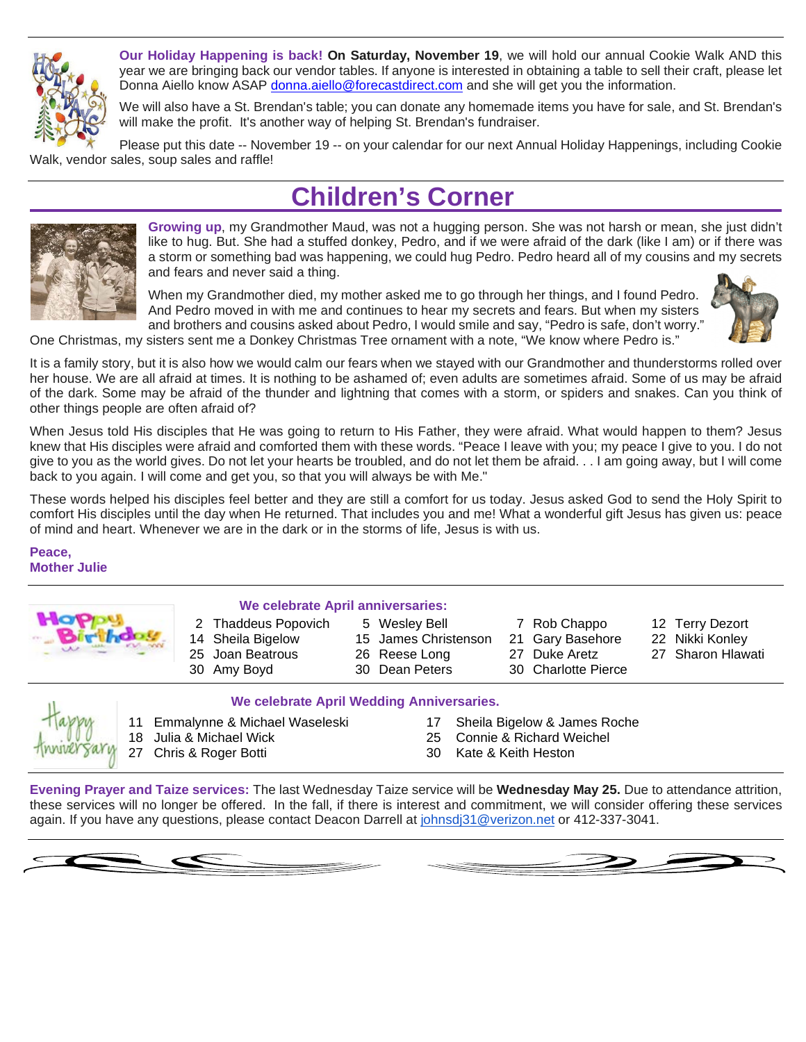**Our Holiday Happening is back! On Saturday, November 19**, we will hold our annual Cookie Walk AND this year we are bringing back our vendor tables. If anyone is interested in obtaining a table to sell their craft, please let Donna Aiello know ASAP donna.aiello@forecastdirect.com and she will get you the information.

We will also have a St. Brendan's table; you can donate any homemade items you have for sale, and St. Brendan's will make the profit. It's another way of helping St. Brendan's fundraiser.

Please put this date -- November 19 -- on your calendar for our next Annual Holiday Happenings, including Cookie Walk, vendor sales, soup sales and raffle!

# Children's Corner

**Growing up**, my Grandmother Maud, was not a hugging person. She was not harsh or mean, she just didn't like to hug. But. She had a stuffed donkey, Pedro, and if we were afraid of the dark (like I am) or if there was a storm or something bad was happening, we could hug Pedro. Pedro heard all of my cousins and my secrets and fears and never said a thing.

When my Grandmother died, my mother asked me to go through her things, and I found Pedro. And Pedro moved in with me and continues to hear my secrets and fears. But when my sisters and brothers and cousins asked about Pedro, I would smile and say, "Pedro is safe, don't worry." One Christmas, my sisters sent me a Donkey Christmas Tree ornament with a note, "We know where Pedro is."

It is a family story, but it is also how we would calm our fears when we stayed with our Grandmother and thunderstorms rolled over her house. We are all afraid at times. It is nothing to be ashamed of; even adults are sometimes afraid. Some of us may be afraid of the dark. Some may be afraid of the thunder and lightning that comes with a storm, or spiders and snakes. Can you think of other things people are often afraid of?

When Jesus told His disciples that He was going to return to His Father, they were afraid. What would happen to them? Jesus knew that His disciples were afraid and comforted them with these words. "Peace I leave with you; my peace I give to you. I do not give to you as the world gives. Do not let your hearts be troubled, and do not let them be afraid. . . I am going away, but I will come back to you again. I will come and get you, so that you will always be with Me."

These words helped his disciples feel better and they are still a comfort for us today. Jesus asked God to send the Holy Spirit to comfort His disciples until the day when He returned. That includes you and me! What a wonderful gift Jesus has given us: peace of mind and heart. Whenever we are in the dark or in the storms of life, Jesus is with us.

**Peace,**
**Mother Julie**

**We celebrate April anniversaries:**

| | | | |
|---|---|---|---|
| 2 Thaddeus Popovich | 5 Wesley Bell | 7 Rob Chappo | 12 Terry Dezort |
| 14 Sheila Bigelow | 15 James Christenson | 21 Gary Basehore | 22 Nikki Konley |
| 25 Joan Beatrous | 26 Reese Long | 27 Duke Aretz | 27 Sharon Hlawati |
| 30 Amy Boyd | 30 Dean Peters | 30 Charlotte Pierce | |

**We celebrate April Wedding Anniversaries.**

| | |
|---|---|
| 11 Emmalynne & Michael Waseleski | 17 Sheila Bigelow & James Roche |
| 18 Julia & Michael Wick | 25 Connie & Richard Weichel |
| 27 Chris & Roger Botti | 30 Kate & Keith Heston |

**Evening Prayer and Taize services:** The last Wednesday Taize service will be **Wednesday May 25.** Due to attendance attrition, these services will no longer be offered. In the fall, if there is interest and commitment, we will consider offering these services again. If you have any questions, please contact Deacon Darrell at johnsdj31@verizon.net or 412-337-3041.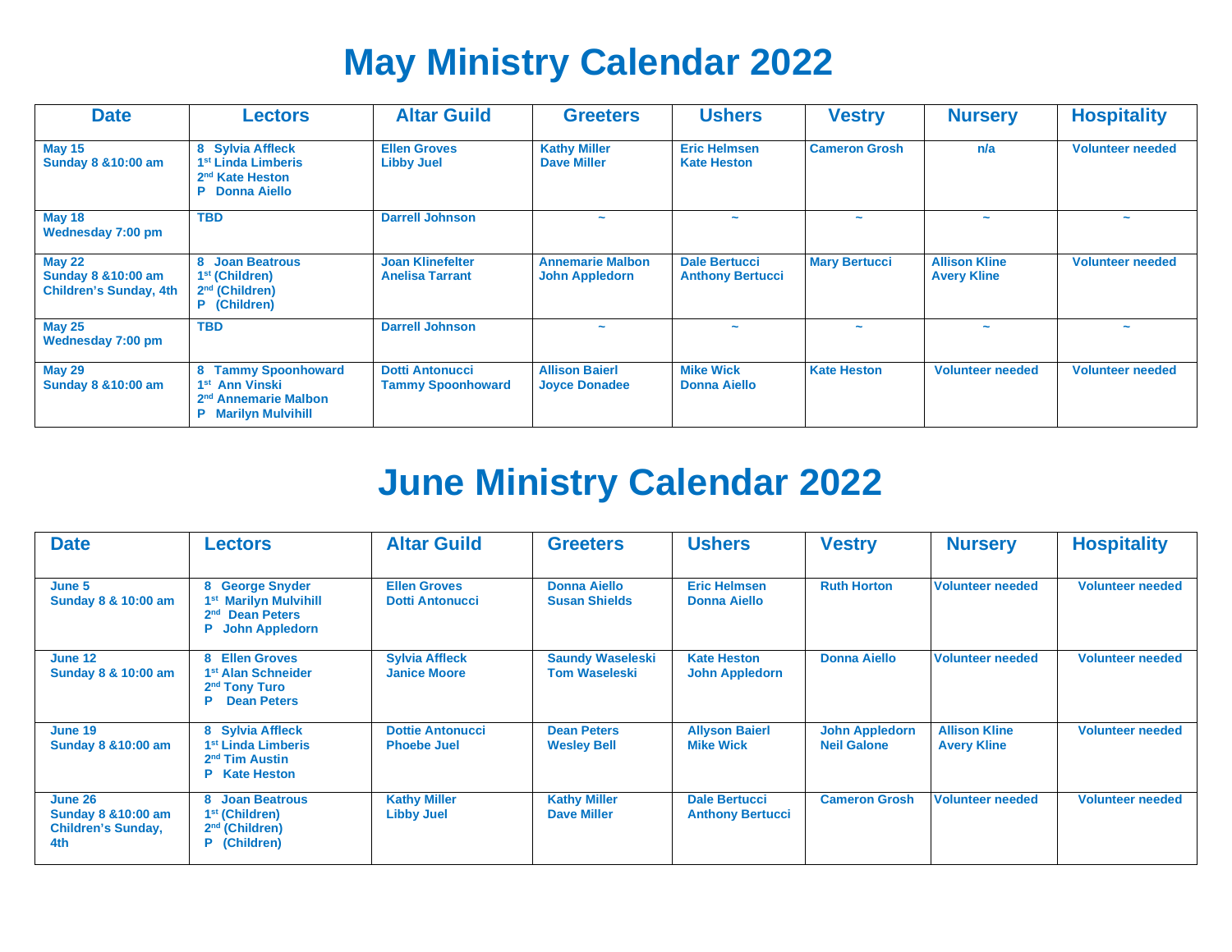# May Ministry Calendar 2022

| Date | Lectors | Altar Guild | Greeters | Ushers | Vestry | Nursery | Hospitality |
|---|---|---|---|---|---|---|---|
| **May 15**<br>**Sunday 8 &10:00 am** | **8 Sylvia Affleck**<br>**1st Linda Limberis**<br>**2nd Kate Heston**<br>**P Donna Aiello** | **Ellen Groves**<br>**Libby Juel** | **Kathy Miller**<br>**Dave Miller** | **Eric Helmsen**<br>**Kate Heston** | **Cameron Grosh** | **n/a** | **Volunteer needed** |
| **May 18**<br>**Wednesday 7:00 pm** | **TBD** | **Darrell Johnson** | ~ | ~ | ~ | ~ | ~ |
| **May 22**<br>**Sunday 8 &10:00 am**<br>**Children's Sunday, 4th** | **8 Joan Beatrous**<br>**1st (Children)**<br>**2nd (Children)**<br>**P (Children)** | **Joan Klinefelter**<br>**Anelisa Tarrant** | **Annemarie Malbon**<br>**John Appledorn** | **Dale Bertucci**<br>**Anthony Bertucci** | **Mary Bertucci** | **Allison Kline**<br>**Avery Kline** | **Volunteer needed** |
| **May 25**<br>**Wednesday 7:00 pm** | **TBD** | **Darrell Johnson** | ~ | ~ | ~ | ~ | ~ |
| **May 29**<br>**Sunday 8 &10:00 am** | **8 Tammy Spoonhoward**<br>**1st Ann Vinski**<br>**2nd Annemarie Malbon**<br>**P Marilyn Mulvihill** | **Dotti Antonucci**<br>**Tammy Spoonhoward** | **Allison Baierl**<br>**Joyce Donadee** | **Mike Wick**<br>**Donna Aiello** | **Kate Heston** | **Volunteer needed** | **Volunteer needed** |

# June Ministry Calendar 2022

| Date | Lectors | Altar Guild | Greeters | Ushers | Vestry | Nursery | Hospitality |
|---|---|---|---|---|---|---|---|
| **June 5**<br>**Sunday 8 & 10:00 am** | **8 George Snyder**<br>**1st Marilyn Mulvihill**<br>**2nd Dean Peters**<br>**P John Appledorn** | **Ellen Groves**<br>**Dotti Antonucci** | **Donna Aiello**<br>**Susan Shields** | **Eric Helmsen**<br>**Donna Aiello** | **Ruth Horton** | **Volunteer needed** | **Volunteer needed** |
| **June 12**<br>**Sunday 8 & 10:00 am** | **8 Ellen Groves**<br>**1st Alan Schneider**<br>**2nd Tony Turo**<br>**P Dean Peters** | **Sylvia Affleck**<br>**Janice Moore** | **Saundy Waseleski**<br>**Tom Waseleski** | **Kate Heston**<br>**John Appledorn** | **Donna Aiello** | **Volunteer needed** | **Volunteer needed** |
| **June 19**<br>**Sunday 8 &10:00 am** | **8 Sylvia Affleck**<br>**1st Linda Limberis**<br>**2nd Tim Austin**<br>**P Kate Heston** | **Dottie Antonucci**<br>**Phoebe Juel** | **Dean Peters**<br>**Wesley Bell** | **Allyson Baierl**<br>**Mike Wick** | **John Appledorn**<br>**Neil Galone** | **Allison Kline**<br>**Avery Kline** | **Volunteer needed** |
| **June 26**<br>**Sunday 8 &10:00 am**<br>**Children's Sunday, 4th** | **8 Joan Beatrous**<br>**1st (Children)**<br>**2nd (Children)**<br>**P (Children)** | **Kathy Miller**<br>**Libby Juel** | **Kathy Miller**<br>**Dave Miller** | **Dale Bertucci**<br>**Anthony Bertucci** | **Cameron Grosh** | **Volunteer needed** | **Volunteer needed** |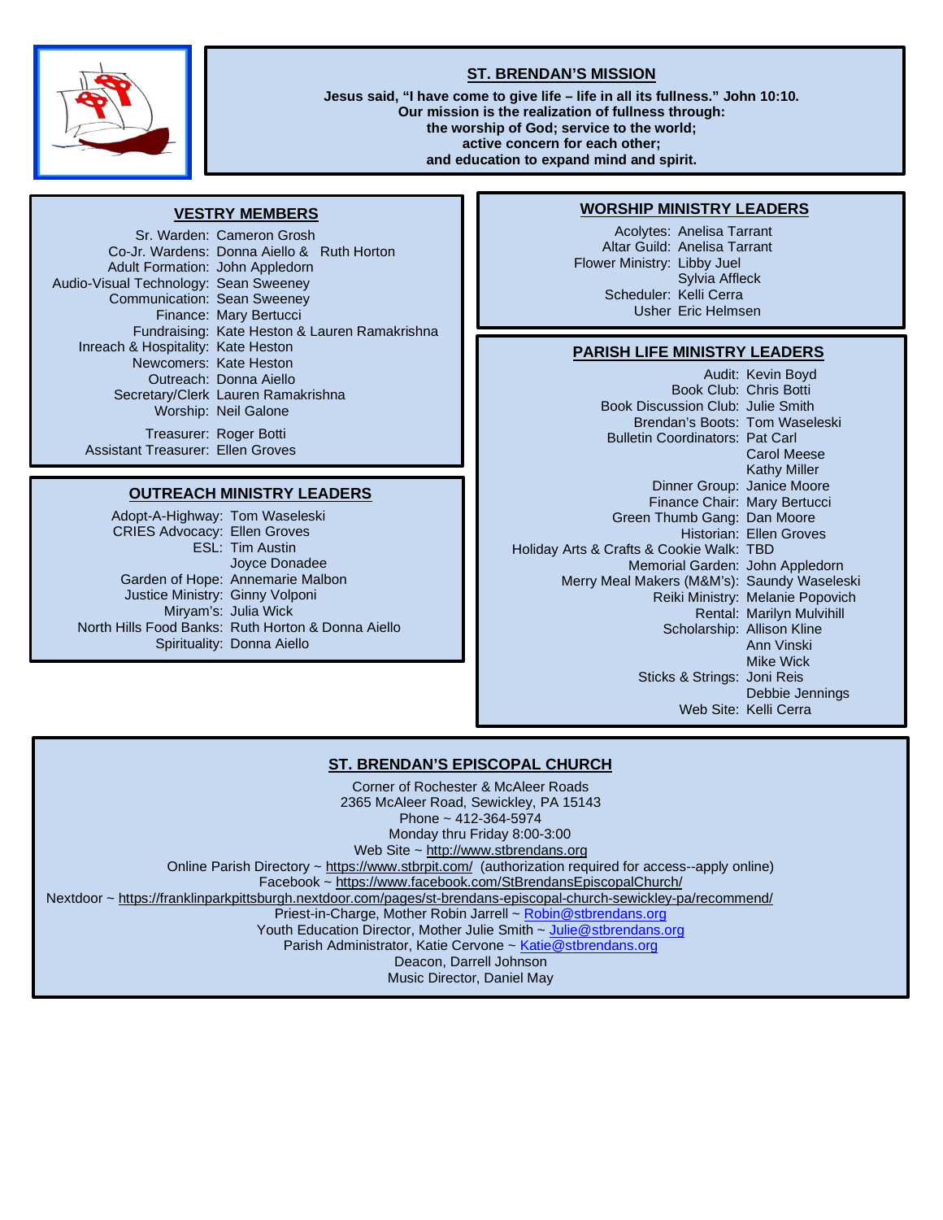## ST. BRENDAN'S MISSION

**Jesus said, "I have come to give life – life in all its fullness." John 10:10.**
**Our mission is the realization of fullness through:**
**the worship of God; service to the world;**
**active concern for each other;**
**and education to expand mind and spirit.**

## VESTRY MEMBERS

| | |
|---|---|
| Sr. Warden: | Cameron Grosh |
| Co-Jr. Wardens: | Donna Aiello & Ruth Horton |
| Adult Formation: | John Appledorn |
| Audio-Visual Technology: | Sean Sweeney |
| Communication: | Sean Sweeney |
| Finance: | Mary Bertucci |
| Fundraising: | Kate Heston & Lauren Ramakrishna |
| Inreach & Hospitality: | Kate Heston |
| Newcomers: | Kate Heston |
| Outreach: | Donna Aiello |
| Secretary/Clerk | Lauren Ramakrishna |
| Worship: | Neil Galone |
| Treasurer: | Roger Botti |
| Assistant Treasurer: | Ellen Groves |

## OUTREACH MINISTRY LEADERS

| | |
|---|---|
| Adopt-A-Highway: | Tom Waseleski |
| CRIES Advocacy: | Ellen Groves |
| ESL: | Tim Austin |
| | Joyce Donadee |
| Garden of Hope: | Annemarie Malbon |
| Justice Ministry: | Ginny Volponi |
| Miryam's: | Julia Wick |
| North Hills Food Banks: | Ruth Horton & Donna Aiello |
| Spirituality: | Donna Aiello |

## WORSHIP MINISTRY LEADERS

| | |
|---|---|
| Acolytes: | Anelisa Tarrant |
| Altar Guild: | Anelisa Tarrant |
| Flower Ministry: | Libby Juel |
| | Sylvia Affleck |
| Scheduler: | Kelli Cerra |
| Usher | Eric Helmsen |

## PARISH LIFE MINISTRY LEADERS

| | |
|---|---|
| Audit: | Kevin Boyd |
| Book Club: | Chris Botti |
| Book Discussion Club: | Julie Smith |
| Brendan's Boots: | Tom Waseleski |
| Bulletin Coordinators: | Pat Carl |
| | Carol Meese |
| | Kathy Miller |
| Dinner Group: | Janice Moore |
| Finance Chair: | Mary Bertucci |
| Green Thumb Gang: | Dan Moore |
| Historian: | Ellen Groves |
| Holiday Arts & Crafts & Cookie Walk: | TBD |
| Memorial Garden: | John Appledorn |
| Merry Meal Makers (M&M's): | Saundy Waseleski |
| Reiki Ministry: | Melanie Popovich |
| Rental: | Marilyn Mulvihill |
| Scholarship: | Allison Kline |
| | Ann Vinski |
| | Mike Wick |
| Sticks & Strings: | Joni Reis |
| | Debbie Jennings |
| Web Site: | Kelli Cerra |

## ST. BRENDAN'S EPISCOPAL CHURCH

Corner of Rochester & McAleer Roads
2365 McAleer Road, Sewickley, PA 15143
Phone ~ 412-364-5974
Monday thru Friday 8:00-3:00
Web Site ~ http://www.stbrendans.org
Online Parish Directory ~ https://www.stbrpit.com/ (authorization required for access--apply online)
Facebook ~ https://www.facebook.com/StBrendansEpiscopalChurch/
Nextdoor ~ https://franklinparkpittsburgh.nextdoor.com/pages/st-brendans-episcopal-church-sewickley-pa/recommend/
Priest-in-Charge, Mother Robin Jarrell ~ Robin@stbrendans.org
Youth Education Director, Mother Julie Smith ~ Julie@stbrendans.org
Parish Administrator, Katie Cervone ~ Katie@stbrendans.org
Deacon, Darrell Johnson
Music Director, Daniel May